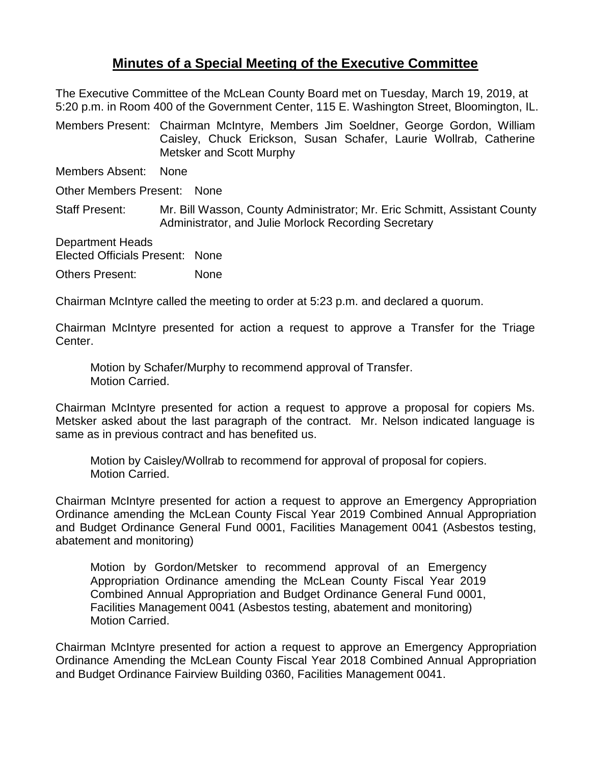# Minutes of a Special Meeting of the Executive Committee

The Executive Committee of the McLean County Board met on Tuesday, March 19, 2019, at 5:20 p.m. in Room 400 of the Government Center, 115 E. Washington Street, Bloomington, IL.

Members Present: Chairman McIntyre, Members Jim Soeldner, George Gordon, William Caisley, Chuck Erickson, Susan Schafer, Laurie Wollrab, Catherine Metsker and Scott Murphy

Members Absent: None

Other Members Present: None

Staff Present: Mr. Bill Wasson, County Administrator; Mr. Eric Schmitt, Assistant County Administrator, and Julie Morlock Recording Secretary

Department Heads
Elected Officials Present: None

Others Present: None

Chairman McIntyre called the meeting to order at 5:23 p.m. and declared a quorum.

Chairman McIntyre presented for action a request to approve a Transfer for the Triage Center.

> Motion by Schafer/Murphy to recommend approval of Transfer.
> Motion Carried.

Chairman McIntyre presented for action a request to approve a proposal for copiers Ms. Metsker asked about the last paragraph of the contract. Mr. Nelson indicated language is same as in previous contract and has benefited us.

> Motion by Caisley/Wollrab to recommend for approval of proposal for copiers.
> Motion Carried.

Chairman McIntyre presented for action a request to approve an Emergency Appropriation Ordinance amending the McLean County Fiscal Year 2019 Combined Annual Appropriation and Budget Ordinance General Fund 0001, Facilities Management 0041 (Asbestos testing, abatement and monitoring)

> Motion by Gordon/Metsker to recommend approval of an Emergency Appropriation Ordinance amending the McLean County Fiscal Year 2019 Combined Annual Appropriation and Budget Ordinance General Fund 0001, Facilities Management 0041 (Asbestos testing, abatement and monitoring)
> Motion Carried.

Chairman McIntyre presented for action a request to approve an Emergency Appropriation Ordinance Amending the McLean County Fiscal Year 2018 Combined Annual Appropriation and Budget Ordinance Fairview Building 0360, Facilities Management 0041.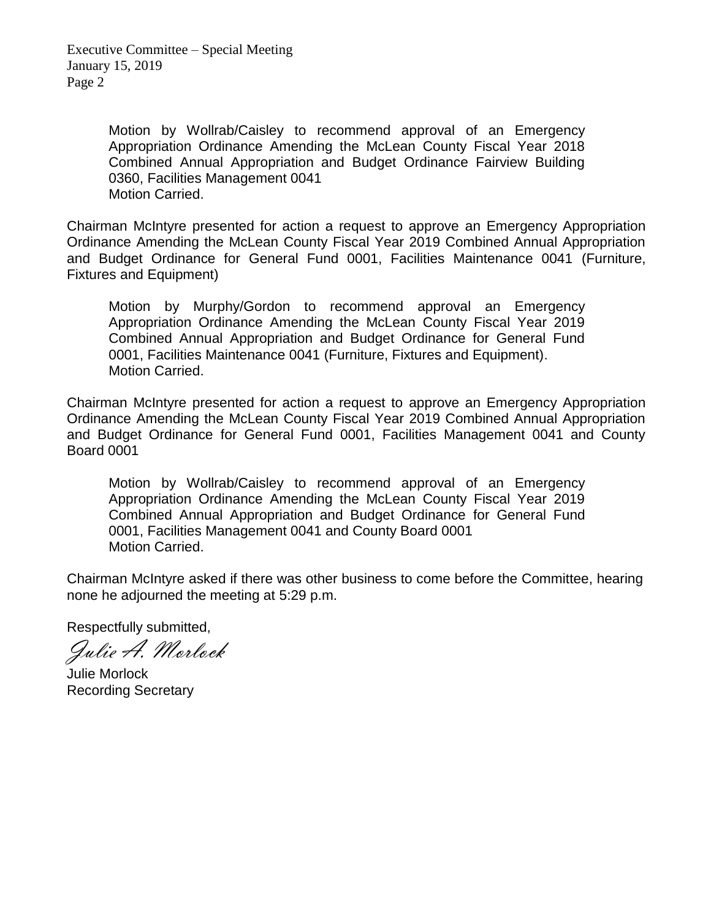Motion by Wollrab/Caisley to recommend approval of an Emergency Appropriation Ordinance Amending the McLean County Fiscal Year 2018 Combined Annual Appropriation and Budget Ordinance Fairview Building 0360, Facilities Management 0041
Motion Carried.

Chairman McIntyre presented for action a request to approve an Emergency Appropriation Ordinance Amending the McLean County Fiscal Year 2019 Combined Annual Appropriation and Budget Ordinance for General Fund 0001, Facilities Maintenance 0041 (Furniture, Fixtures and Equipment)

Motion by Murphy/Gordon to recommend approval an Emergency Appropriation Ordinance Amending the McLean County Fiscal Year 2019 Combined Annual Appropriation and Budget Ordinance for General Fund 0001, Facilities Maintenance 0041 (Furniture, Fixtures and Equipment).
Motion Carried.

Chairman McIntyre presented for action a request to approve an Emergency Appropriation Ordinance Amending the McLean County Fiscal Year 2019 Combined Annual Appropriation and Budget Ordinance for General Fund 0001, Facilities Management 0041 and County Board 0001

Motion by Wollrab/Caisley to recommend approval of an Emergency Appropriation Ordinance Amending the McLean County Fiscal Year 2019 Combined Annual Appropriation and Budget Ordinance for General Fund 0001, Facilities Management 0041 and County Board 0001
Motion Carried.

Chairman McIntyre asked if there was other business to come before the Committee, hearing none he adjourned the meeting at 5:29 p.m.

Respectfully submitted,

*Julie A. Morlock*

Julie Morlock
Recording Secretary